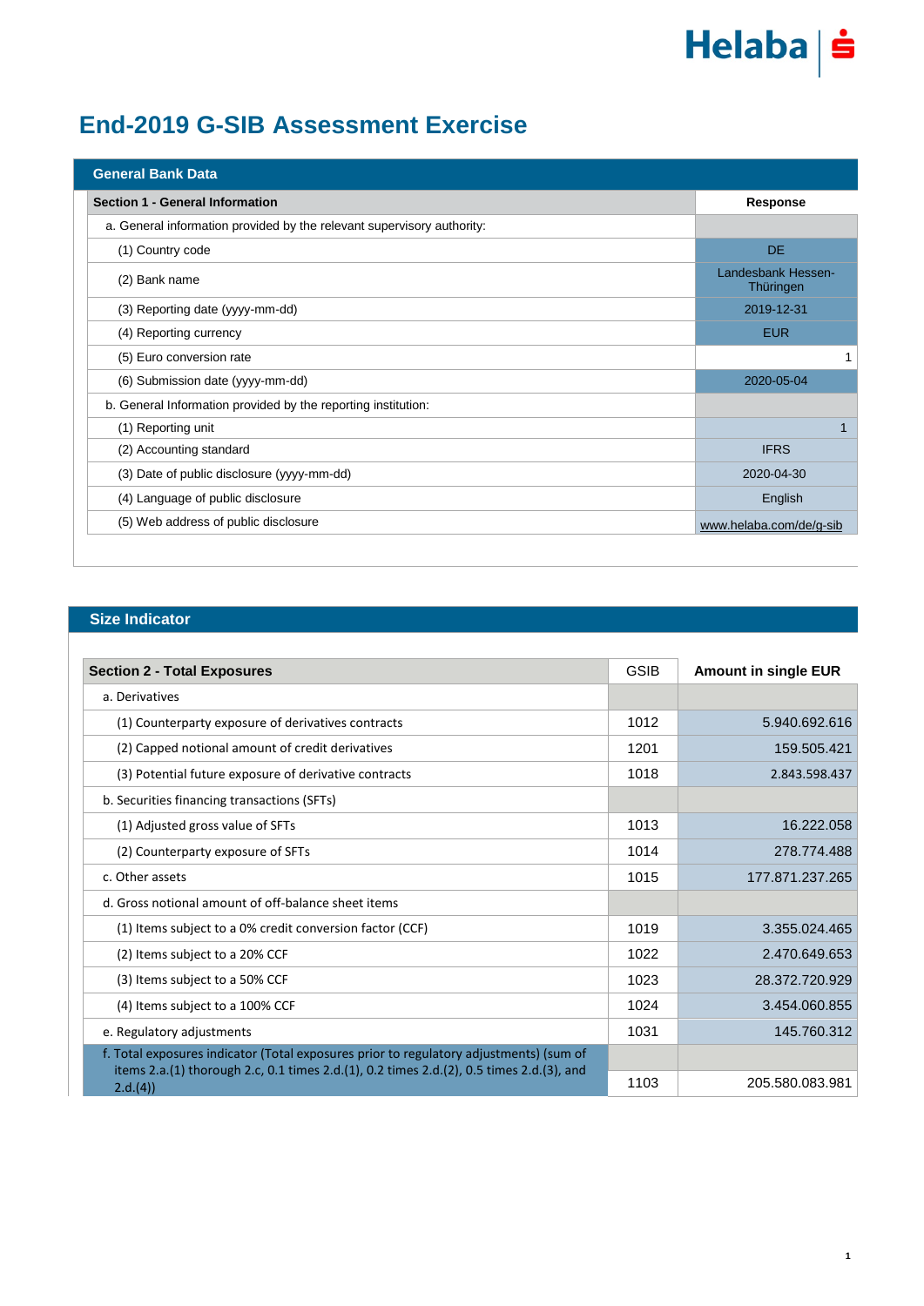# End-2019 G-SIB Assessment Exercise

## General Bank Data

| Section 1 - General Information | Response |
|---|---|
| a. General information provided by the relevant supervisory authority: | |
| (1) Country code | DE |
| (2) Bank name | Landesbank Hessen-Thüringen |
| (3) Reporting date (yyyy-mm-dd) | 2019-12-31 |
| (4) Reporting currency | EUR |
| (5) Euro conversion rate | 1 |
| (6) Submission date (yyyy-mm-dd) | 2020-05-04 |
| b. General Information provided by the reporting institution: | |
| (1) Reporting unit | 1 |
| (2) Accounting standard | IFRS |
| (3) Date of public disclosure (yyyy-mm-dd) | 2020-04-30 |
| (4) Language of public disclosure | English |
| (5) Web address of public disclosure | www.helaba.com/de/g-sib |

## Size Indicator

| Section 2 - Total Exposures | GSIB | Amount in single EUR |
|---|---|---|
| a. Derivatives | | |
| (1) Counterparty exposure of derivatives contracts | 1012 | 5.940.692.616 |
| (2) Capped notional amount of credit derivatives | 1201 | 159.505.421 |
| (3) Potential future exposure of derivative contracts | 1018 | 2.843.598.437 |
| b. Securities financing transactions (SFTs) | | |
| (1) Adjusted gross value of SFTs | 1013 | 16.222.058 |
| (2) Counterparty exposure of SFTs | 1014 | 278.774.488 |
| c. Other assets | 1015 | 177.871.237.265 |
| d. Gross notional amount of off-balance sheet items | | |
| (1) Items subject to a 0% credit conversion factor (CCF) | 1019 | 3.355.024.465 |
| (2) Items subject to a 20% CCF | 1022 | 2.470.649.653 |
| (3) Items subject to a 50% CCF | 1023 | 28.372.720.929 |
| (4) Items subject to a 100% CCF | 1024 | 3.454.060.855 |
| e. Regulatory adjustments | 1031 | 145.760.312 |
| f. Total exposures indicator (Total exposures prior to regulatory adjustments) (sum of items 2.a.(1) thorough 2.c, 0.1 times 2.d.(1), 0.2 times 2.d.(2), 0.5 times 2.d.(3), and 2.d.(4)) | 1103 | 205.580.083.981 |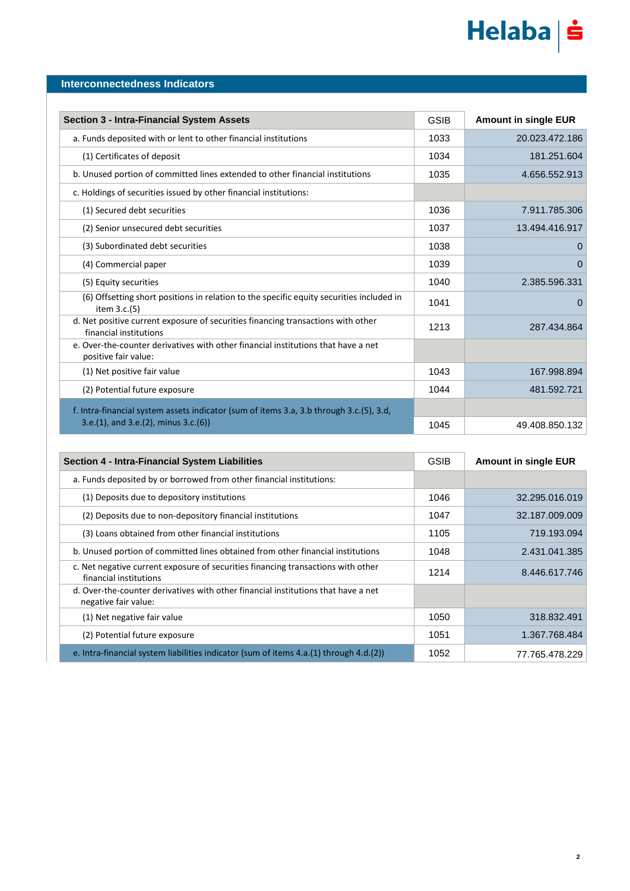## Interconnectedness Indicators

| Section 3 - Intra-Financial System Assets | GSIB | Amount in single EUR |
|---|---|---|
| a. Funds deposited with or lent to other financial institutions | 1033 | 20.023.472.186 |
| (1) Certificates of deposit | 1034 | 181.251.604 |
| b. Unused portion of committed lines extended to other financial institutions | 1035 | 4.656.552.913 |
| c. Holdings of securities issued by other financial institutions: | | |
| (1) Secured debt securities | 1036 | 7.911.785.306 |
| (2) Senior unsecured debt securities | 1037 | 13.494.416.917 |
| (3) Subordinated debt securities | 1038 | 0 |
| (4) Commercial paper | 1039 | 0 |
| (5) Equity securities | 1040 | 2.385.596.331 |
| (6) Offsetting short positions in relation to the specific equity securities included in item 3.c.(5) | 1041 | 0 |
| d. Net positive current exposure of securities financing transactions with other financial institutions | 1213 | 287.434.864 |
| e. Over-the-counter derivatives with other financial institutions that have a net positive fair value: | | |
| (1) Net positive fair value | 1043 | 167.998.894 |
| (2) Potential future exposure | 1044 | 481.592.721 |
| f. Intra-financial system assets indicator (sum of items 3.a, 3.b through 3.c.(5), 3.d, 3.e.(1), and 3.e.(2), minus 3.c.(6)) | 1045 | 49.408.850.132 |

| Section 4 - Intra-Financial System Liabilities | GSIB | Amount in single EUR |
|---|---|---|
| a. Funds deposited by or borrowed from other financial institutions: | | |
| (1) Deposits due to depository institutions | 1046 | 32.295.016.019 |
| (2) Deposits due to non-depository financial institutions | 1047 | 32.187.009.009 |
| (3) Loans obtained from other financial institutions | 1105 | 719.193.094 |
| b. Unused portion of committed lines obtained from other financial institutions | 1048 | 2.431.041.385 |
| c. Net negative current exposure of securities financing transactions with other financial institutions | 1214 | 8.446.617.746 |
| d. Over-the-counter derivatives with other financial institutions that have a net negative fair value: | | |
| (1) Net negative fair value | 1050 | 318.832.491 |
| (2) Potential future exposure | 1051 | 1.367.768.484 |
| e. Intra-financial system liabilities indicator (sum of items 4.a.(1) through 4.d.(2)) | 1052 | 77.765.478.229 |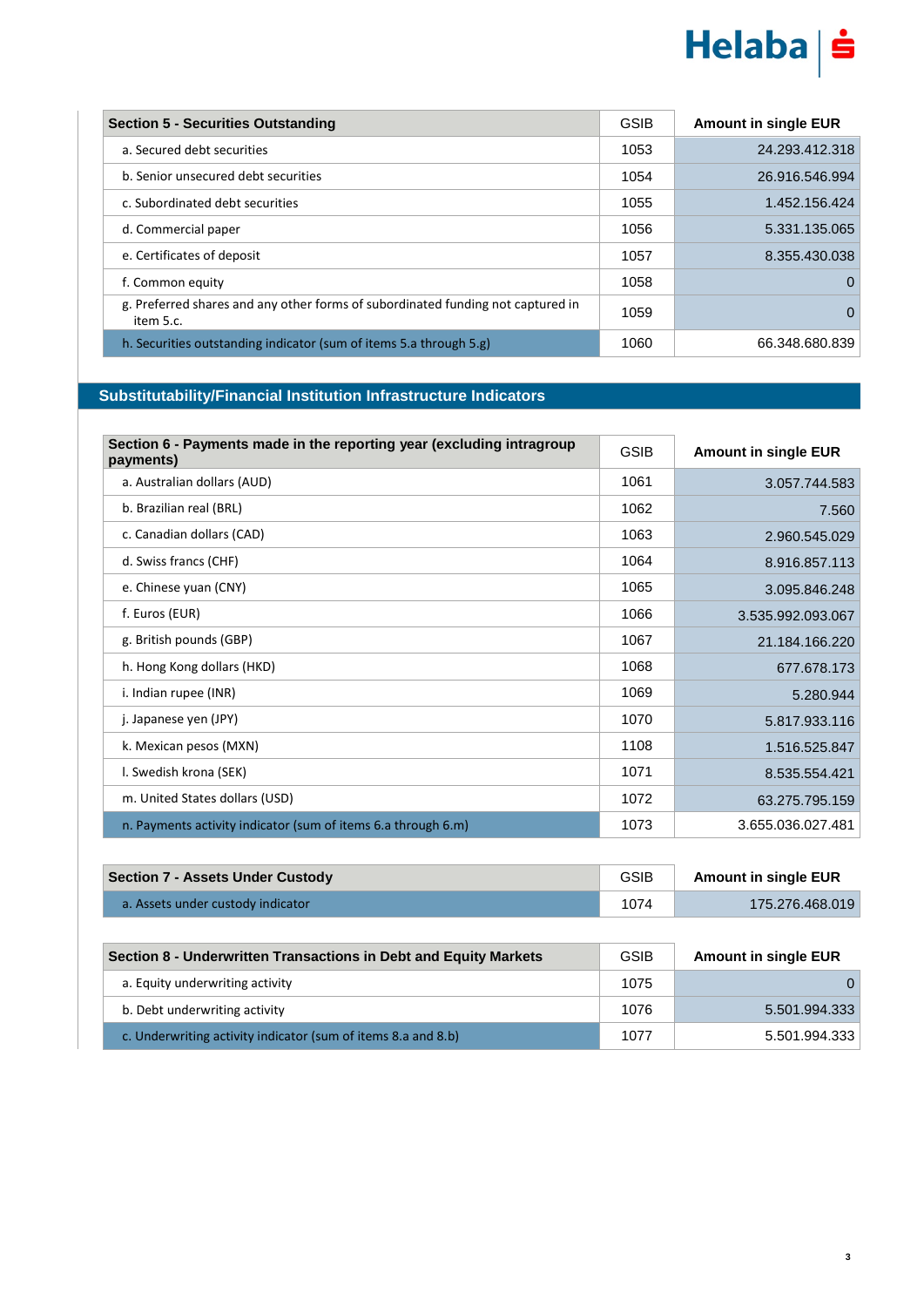| Section 5 - Securities Outstanding | GSIB | Amount in single EUR |
|---|---|---|
| a. Secured debt securities | 1053 | 24.293.412.318 |
| b. Senior unsecured debt securities | 1054 | 26.916.546.994 |
| c. Subordinated debt securities | 1055 | 1.452.156.424 |
| d. Commercial paper | 1056 | 5.331.135.065 |
| e. Certificates of deposit | 1057 | 8.355.430.038 |
| f. Common equity | 1058 | 0 |
| g. Preferred shares and any other forms of subordinated funding not captured in item 5.c. | 1059 | 0 |
| h. Securities outstanding indicator (sum of items 5.a through 5.g) | 1060 | 66.348.680.839 |

## Substitutability/Financial Institution Infrastructure Indicators

| Section 6 - Payments made in the reporting year (excluding intragroup payments) | GSIB | Amount in single EUR |
|---|---|---|
| a. Australian dollars (AUD) | 1061 | 3.057.744.583 |
| b. Brazilian real (BRL) | 1062 | 7.560 |
| c. Canadian dollars (CAD) | 1063 | 2.960.545.029 |
| d. Swiss francs (CHF) | 1064 | 8.916.857.113 |
| e. Chinese yuan (CNY) | 1065 | 3.095.846.248 |
| f. Euros (EUR) | 1066 | 3.535.992.093.067 |
| g. British pounds (GBP) | 1067 | 21.184.166.220 |
| h. Hong Kong dollars (HKD) | 1068 | 677.678.173 |
| i. Indian rupee (INR) | 1069 | 5.280.944 |
| j. Japanese yen (JPY) | 1070 | 5.817.933.116 |
| k. Mexican pesos (MXN) | 1108 | 1.516.525.847 |
| l. Swedish krona (SEK) | 1071 | 8.535.554.421 |
| m. United States dollars (USD) | 1072 | 63.275.795.159 |
| n. Payments activity indicator (sum of items 6.a through 6.m) | 1073 | 3.655.036.027.481 |

| Section 7 - Assets Under Custody | GSIB | Amount in single EUR |
|---|---|---|
| a. Assets under custody indicator | 1074 | 175.276.468.019 |

| Section 8 - Underwritten Transactions in Debt and Equity Markets | GSIB | Amount in single EUR |
|---|---|---|
| a. Equity underwriting activity | 1075 | 0 |
| b. Debt underwriting activity | 1076 | 5.501.994.333 |
| c. Underwriting activity indicator (sum of items 8.a and 8.b) | 1077 | 5.501.994.333 |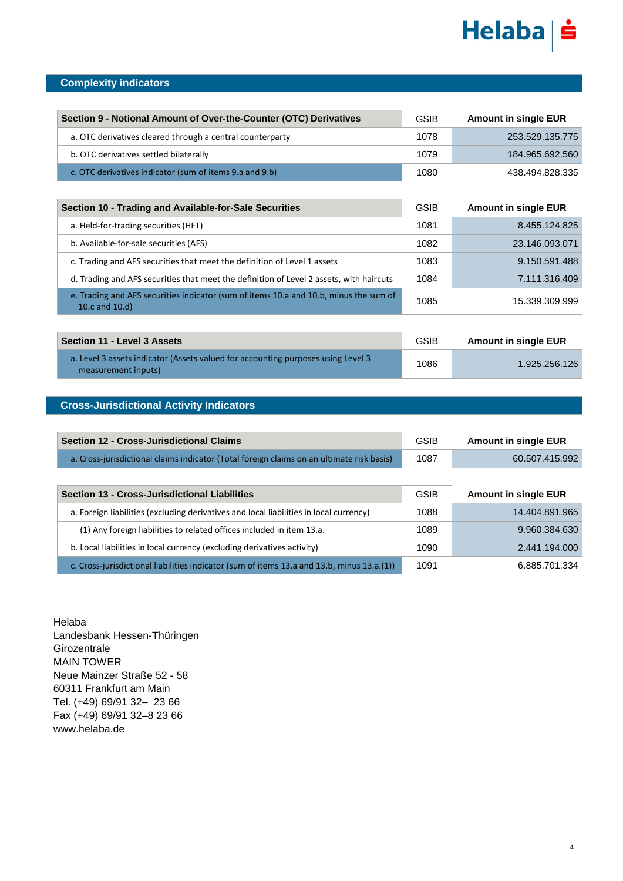## Complexity indicators

| Section 9 - Notional Amount of Over-the-Counter (OTC) Derivatives | GSIB | Amount in single EUR |
|---|---|---|
| a. OTC derivatives cleared through a central counterparty | 1078 | 253.529.135.775 |
| b. OTC derivatives settled bilaterally | 1079 | 184.965.692.560 |
| c. OTC derivatives indicator (sum of items 9.a and 9.b) | 1080 | 438.494.828.335 |

| Section 10 - Trading and Available-for-Sale Securities | GSIB | Amount in single EUR |
|---|---|---|
| a. Held-for-trading securities (HFT) | 1081 | 8.455.124.825 |
| b. Available-for-sale securities (AFS) | 1082 | 23.146.093.071 |
| c. Trading and AFS securities that meet the definition of Level 1 assets | 1083 | 9.150.591.488 |
| d. Trading and AFS securities that meet the definition of Level 2 assets, with haircuts | 1084 | 7.111.316.409 |
| e. Trading and AFS securities indicator (sum of items 10.a and 10.b, minus the sum of 10.c and 10.d) | 1085 | 15.339.309.999 |

| Section 11 - Level 3 Assets | GSIB | Amount in single EUR |
|---|---|---|
| a. Level 3 assets indicator (Assets valued for accounting purposes using Level 3 measurement inputs) | 1086 | 1.925.256.126 |

## Cross-Jurisdictional Activity Indicators

| Section 12 - Cross-Jurisdictional Claims | GSIB | Amount in single EUR |
|---|---|---|
| a. Cross-jurisdictional claims indicator (Total foreign claims on an ultimate risk basis) | 1087 | 60.507.415.992 |

| Section 13 - Cross-Jurisdictional Liabilities | GSIB | Amount in single EUR |
|---|---|---|
| a. Foreign liabilities (excluding derivatives and local liabilities in local currency) | 1088 | 14.404.891.965 |
| (1) Any foreign liabilities to related offices included in item 13.a. | 1089 | 9.960.384.630 |
| b. Local liabilities in local currency (excluding derivatives activity) | 1090 | 2.441.194.000 |
| c. Cross-jurisdictional liabilities indicator (sum of items 13.a and 13.b, minus 13.a.(1)) | 1091 | 6.885.701.334 |

Helaba
Landesbank Hessen-Thüringen
Girozentrale
MAIN TOWER
Neue Mainzer Straße 52 - 58
60311 Frankfurt am Main
Tel. (+49) 69/91 32– 23 66
Fax (+49) 69/91 32–8 23 66
www.helaba.de